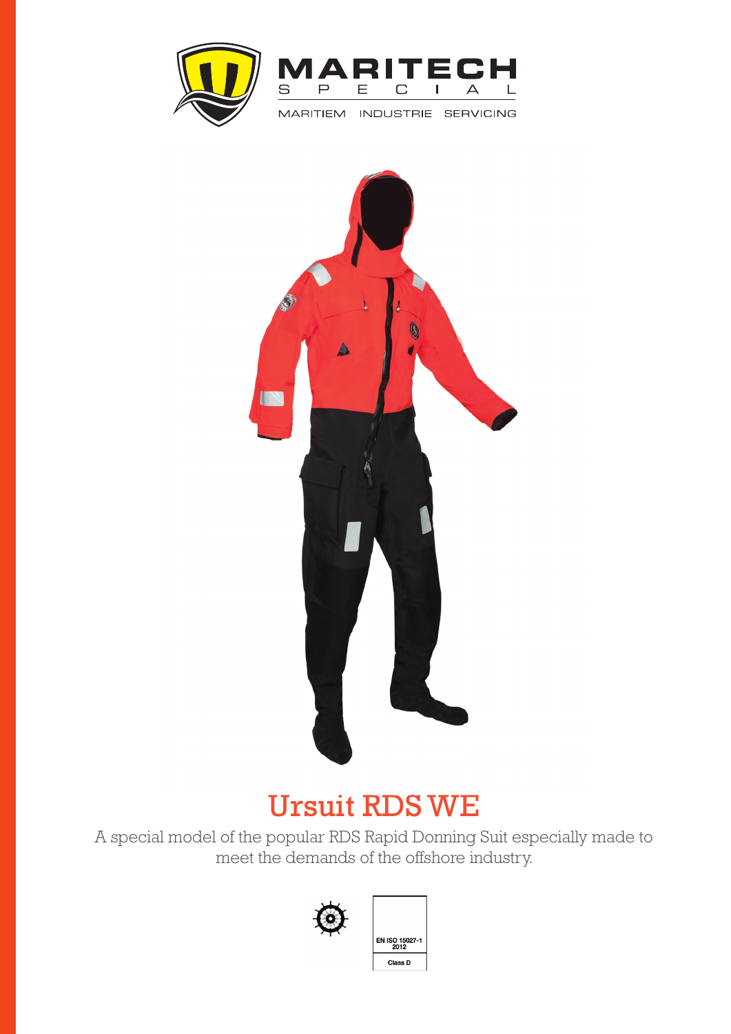MARITECH SPECIAL

MARITIEM INDUSTRIE SERVICING

# Ursuit RDS WE

A special model of the popular RDS Rapid Donning Suit especially made to meet the demands of the offshore industry.

EN ISO 15027-1 2012

Class D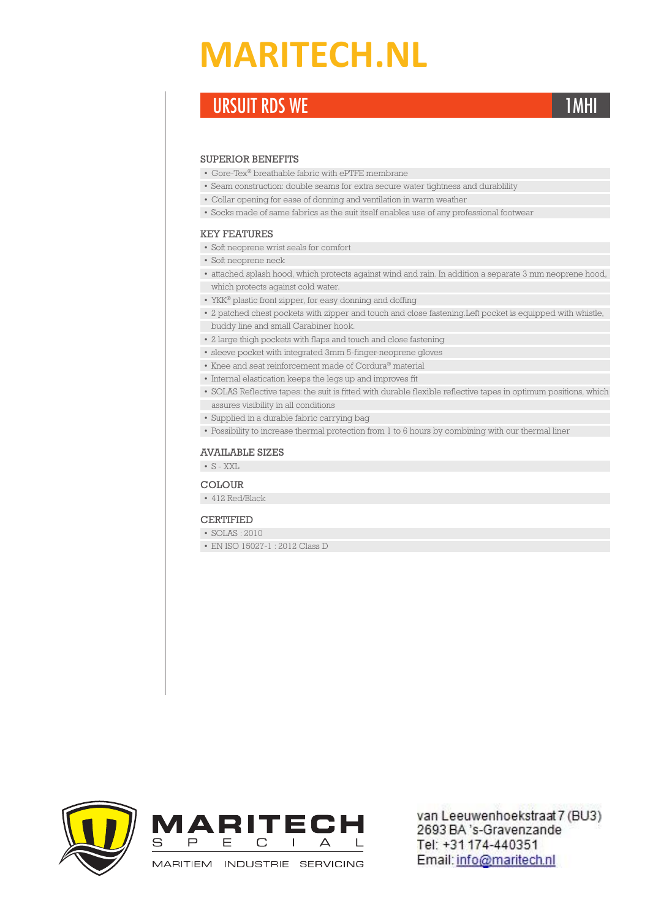# MARITECH.NL

## URSUIT RDS WE 1MHI

### SUPERIOR BENEFITS

- Gore-Tex® breathable fabric with ePTFE membrane
- Seam construction: double seams for extra secure water tightness and durablility
- Collar opening for ease of donning and ventilation in warm weather
- Socks made of same fabrics as the suit itself enables use of any professional footwear

### KEY FEATURES

- Soft neoprene wrist seals for comfort
- Soft neoprene neck
- attached splash hood, which protects against wind and rain. In addition a separate 3 mm neoprene hood, which protects against cold water.
- YKK® plastic front zipper, for easy donning and doffing
- 2 patched chest pockets with zipper and touch and close fastening.Left pocket is equipped with whistle, buddy line and small Carabiner hook.
- 2 large thigh pockets with flaps and touch and close fastening
- sleeve pocket with integrated 3mm 5-finger-neoprene gloves
- Knee and seat reinforcement made of Cordura® material
- Internal elastication keeps the legs up and improves fit
- SOLAS Reflective tapes: the suit is fitted with durable flexible reflective tapes in optimum positions, which assures visibility in all conditions
- Supplied in a durable fabric carrying bag
- Possibility to increase thermal protection from 1 to 6 hours by combining with our thermal liner

### AVAILABLE SIZES

- S - XXL

### COLOUR

- 412 Red/Black

### CERTIFIED

- SOLAS : 2010
- EN ISO 15027-1 : 2012 Class D

MARITECH SPECIAL
MARITIEM INDUSTRIE SERVICING

van Leeuwenhoekstraat 7 (BU3)
2693 BA 's-Gravenzande
Tel: +31 174-440351
Email: info@maritech.nl